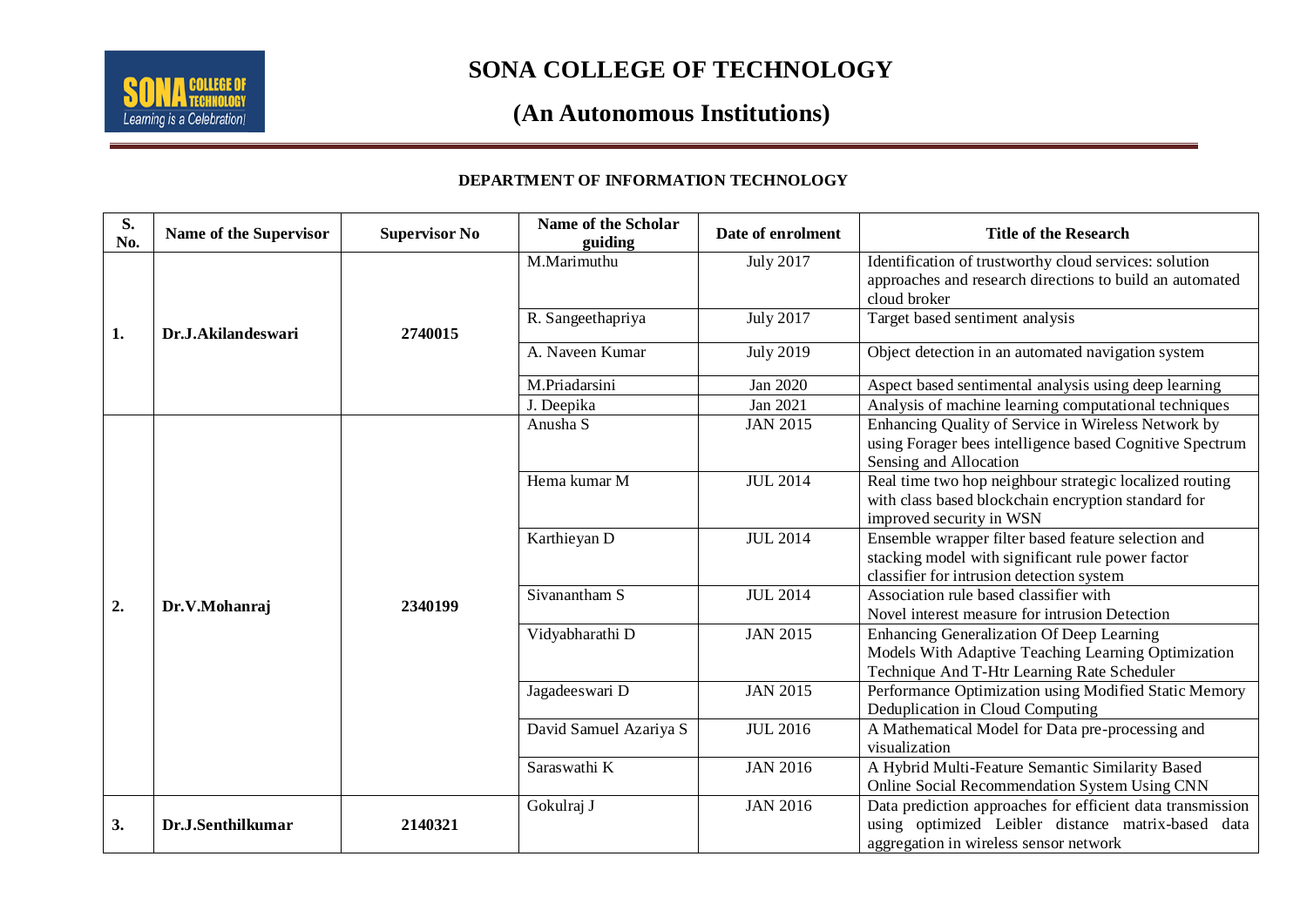# SONA COLLEGE OF TECHNOLOGY

## (An Autonomous Institutions)

### DEPARTMENT OF INFORMATION TECHNOLOGY

| S. No. | Name of the Supervisor | Supervisor No | Name of the Scholar guiding | Date of enrolment | Title of the Research |
|---|---|---|---|---|---|
| 1. | Dr.J.Akilandeswari | 2740015 | M.Marimuthu | July 2017 | Identification of trustworthy cloud services: solution approaches and research directions to build an automated cloud broker |
| | | | R. Sangeethapriya | July 2017 | Target based sentiment analysis |
| | | | A. Naveen Kumar | July 2019 | Object detection in an automated navigation system |
| | | | M.Priadarsini | Jan 2020 | Aspect based sentimental analysis using deep learning |
| | | | J. Deepika | Jan 2021 | Analysis of machine learning computational techniques |
| 2. | Dr.V.Mohanraj | 2340199 | Anusha S | JAN 2015 | Enhancing Quality of Service in Wireless Network by using Forager bees intelligence based Cognitive Spectrum Sensing and Allocation |
| | | | Hema kumar M | JUL 2014 | Real time two hop neighbour strategic localized routing with class based blockchain encryption standard for improved security in WSN |
| | | | Karthieyan D | JUL 2014 | Ensemble wrapper filter based feature selection and stacking model with significant rule power factor classifier for intrusion detection system |
| | | | Sivanantham S | JUL 2014 | Association rule based classifier with Novel interest measure for intrusion Detection |
| | | | Vidyabharathi D | JAN 2015 | Enhancing Generalization Of Deep Learning Models With Adaptive Teaching Learning Optimization Technique And T-Htr Learning Rate Scheduler |
| | | | Jagadeeswari D | JAN 2015 | Performance Optimization using Modified Static Memory Deduplication in Cloud Computing |
| | | | David Samuel Azariya S | JUL 2016 | A Mathematical Model for Data pre-processing and visualization |
| | | | Saraswathi K | JAN 2016 | A Hybrid Multi-Feature Semantic Similarity Based Online Social Recommendation System Using CNN |
| 3. | Dr.J.Senthilkumar | 2140321 | Gokulraj J | JAN 2016 | Data prediction approaches for efficient data transmission using optimized Leibler distance matrix-based data aggregation in wireless sensor network |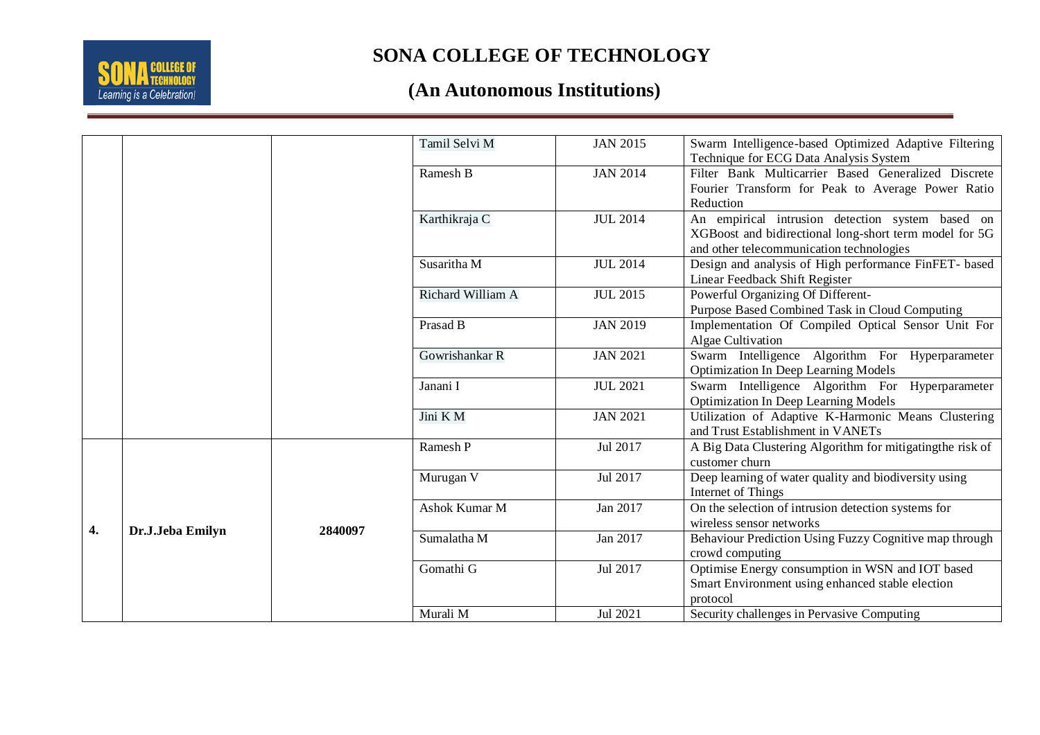# SONA COLLEGE OF TECHNOLOGY

## (An Autonomous Institutions)

| | | | | | |
|---|---|---|---|---|---|
| | | | Tamil Selvi M | JAN 2015 | Swarm Intelligence-based Optimized Adaptive Filtering Technique for ECG Data Analysis System |
| | | | Ramesh B | JAN 2014 | Filter Bank Multicarrier Based Generalized Discrete Fourier Transform for Peak to Average Power Ratio Reduction |
| | | | Karthikraja C | JUL 2014 | An empirical intrusion detection system based on XGBoost and bidirectional long-short term model for 5G and other telecommunication technologies |
| | | | Susaritha M | JUL 2014 | Design and analysis of High performance FinFET- based Linear Feedback Shift Register |
| | | | Richard William A | JUL 2015 | Powerful Organizing Of Different-Purpose Based Combined Task in Cloud Computing |
| | | | Prasad B | JAN 2019 | Implementation Of Compiled Optical Sensor Unit For Algae Cultivation |
| | | | Gowrishankar R | JAN 2021 | Swarm Intelligence Algorithm For Hyperparameter Optimization In Deep Learning Models |
| | | | Janani I | JUL 2021 | Swarm Intelligence Algorithm For Hyperparameter Optimization In Deep Learning Models |
| | | | Jini K M | JAN 2021 | Utilization of Adaptive K-Harmonic Means Clustering and Trust Establishment in VANETs |
| **4.** | **Dr.J.Jeba Emilyn** | **2840097** | Ramesh P | Jul 2017 | A Big Data Clustering Algorithm for mitigatingthe risk of customer churn |
| | | | Murugan V | Jul 2017 | Deep learning of water quality and biodiversity using Internet of Things |
| | | | Ashok Kumar M | Jan 2017 | On the selection of intrusion detection systems for wireless sensor networks |
| | | | Sumalatha M | Jan 2017 | Behaviour Prediction Using Fuzzy Cognitive map through crowd computing |
| | | | Gomathi G | Jul 2017 | Optimise Energy consumption in WSN and IOT based Smart Environment using enhanced stable election protocol |
| | | | Murali M | Jul 2021 | Security challenges in Pervasive Computing |